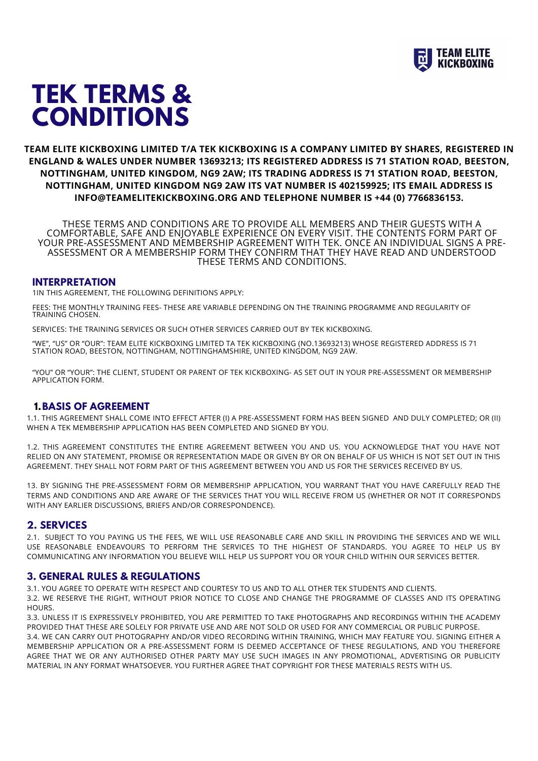TEAM ELITE KICKBOXING

# TEK TERMS & CONDITIONS

**TEAM ELITE KICKBOXING LIMITED T/A TEK KICKBOXING IS A COMPANY LIMITED BY SHARES, REGISTERED IN ENGLAND & WALES UNDER NUMBER 13693213; ITS REGISTERED ADDRESS IS 71 STATION ROAD, BEESTON, NOTTINGHAM, UNITED KINGDOM, NG9 2AW; ITS TRADING ADDRESS IS 71 STATION ROAD, BEESTON, NOTTINGHAM, UNITED KINGDOM NG9 2AW ITS VAT NUMBER IS 402159925; ITS EMAIL ADDRESS IS INFO@TEAMELITEKICKBOXING.ORG AND TELEPHONE NUMBER IS +44 (0) 7766836153.**

THESE TERMS AND CONDITIONS ARE TO PROVIDE ALL MEMBERS AND THEIR GUESTS WITH A COMFORTABLE, SAFE AND ENJOYABLE EXPERIENCE ON EVERY VISIT. THE CONTENTS FORM PART OF YOUR PRE-ASSESSMENT AND MEMBERSHIP AGREEMENT WITH TEK. ONCE AN INDIVIDUAL SIGNS A PRE-ASSESSMENT OR A MEMBERSHIP FORM THEY CONFIRM THAT THEY HAVE READ AND UNDERSTOOD THESE TERMS AND CONDITIONS.

## INTERPRETATION

1IN THIS AGREEMENT, THE FOLLOWING DEFINITIONS APPLY:

FEES: THE MONTHLY TRAINING FEES- THESE ARE VARIABLE DEPENDING ON THE TRAINING PROGRAMME AND REGULARITY OF TRAINING CHOSEN.

SERVICES: THE TRAINING SERVICES OR SUCH OTHER SERVICES CARRIED OUT BY TEK KICKBOXING.

"WE", "US" OR "OUR": TEAM ELITE KICKBOXING LIMITED TA TEK KICKBOXING (NO.13693213) WHOSE REGISTERED ADDRESS IS 71 STATION ROAD, BEESTON, NOTTINGHAM, NOTTINGHAMSHIRE, UNITED KINGDOM, NG9 2AW.

"YOU" OR "YOUR": THE CLIENT, STUDENT OR PARENT OF TEK KICKBOXING- AS SET OUT IN YOUR PRE-ASSESSMENT OR MEMBERSHIP APPLICATION FORM.

## 1. BASIS OF AGREEMENT

1.1. THIS AGREEMENT SHALL COME INTO EFFECT AFTER (I) A PRE-ASSESSMENT FORM HAS BEEN SIGNED AND DULY COMPLETED; OR (II) WHEN A TEK MEMBERSHIP APPLICATION HAS BEEN COMPLETED AND SIGNED BY YOU.

1.2. THIS AGREEMENT CONSTITUTES THE ENTIRE AGREEMENT BETWEEN YOU AND US. YOU ACKNOWLEDGE THAT YOU HAVE NOT RELIED ON ANY STATEMENT, PROMISE OR REPRESENTATION MADE OR GIVEN BY OR ON BEHALF OF US WHICH IS NOT SET OUT IN THIS AGREEMENT. THEY SHALL NOT FORM PART OF THIS AGREEMENT BETWEEN YOU AND US FOR THE SERVICES RECEIVED BY US.

13. BY SIGNING THE PRE-ASSESSMENT FORM OR MEMBERSHIP APPLICATION, YOU WARRANT THAT YOU HAVE CAREFULLY READ THE TERMS AND CONDITIONS AND ARE AWARE OF THE SERVICES THAT YOU WILL RECEIVE FROM US (WHETHER OR NOT IT CORRESPONDS WITH ANY EARLIER DISCUSSIONS, BRIEFS AND/OR CORRESPONDENCE).

## 2. SERVICES

2.1. SUBJECT TO YOU PAYING US THE FEES, WE WILL USE REASONABLE CARE AND SKILL IN PROVIDING THE SERVICES AND WE WILL USE REASONABLE ENDEAVOURS TO PERFORM THE SERVICES TO THE HIGHEST OF STANDARDS. YOU AGREE TO HELP US BY COMMUNICATING ANY INFORMATION YOU BELIEVE WILL HELP US SUPPORT YOU OR YOUR CHILD WITHIN OUR SERVICES BETTER.

## 3. GENERAL RULES & REGULATIONS

3.1. YOU AGREE TO OPERATE WITH RESPECT AND COURTESY TO US AND TO ALL OTHER TEK STUDENTS AND CLIENTS.

3.2. WE RESERVE THE RIGHT, WITHOUT PRIOR NOTICE TO CLOSE AND CHANGE THE PROGRAMME OF CLASSES AND ITS OPERATING HOURS.

3.3. UNLESS IT IS EXPRESSIVELY PROHIBITED, YOU ARE PERMITTED TO TAKE PHOTOGRAPHS AND RECORDINGS WITHIN THE ACADEMY PROVIDED THAT THESE ARE SOLELY FOR PRIVATE USE AND ARE NOT SOLD OR USED FOR ANY COMMERCIAL OR PUBLIC PURPOSE.

3.4. WE CAN CARRY OUT PHOTOGRAPHY AND/OR VIDEO RECORDING WITHIN TRAINING, WHICH MAY FEATURE YOU. SIGNING EITHER A MEMBERSHIP APPLICATION OR A PRE-ASSESSMENT FORM IS DEEMED ACCEPTANCE OF THESE REGULATIONS, AND YOU THEREFORE AGREE THAT WE OR ANY AUTHORISED OTHER PARTY MAY USE SUCH IMAGES IN ANY PROMOTIONAL, ADVERTISING OR PUBLICITY MATERIAL IN ANY FORMAT WHATSOEVER. YOU FURTHER AGREE THAT COPYRIGHT FOR THESE MATERIALS RESTS WITH US.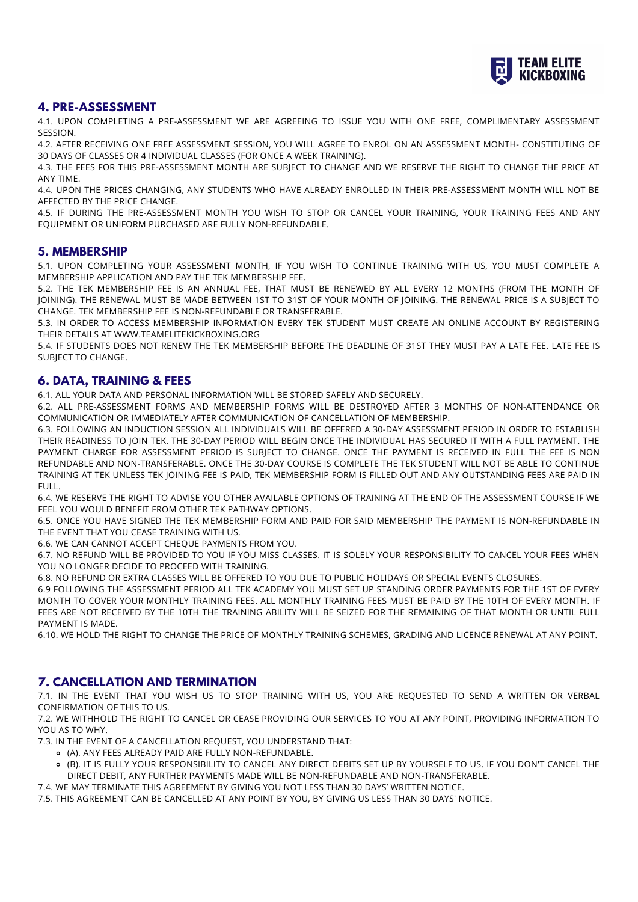## 4. PRE-ASSESSMENT

4.1. UPON COMPLETING A PRE-ASSESSMENT WE ARE AGREEING TO ISSUE YOU WITH ONE FREE, COMPLIMENTARY ASSESSMENT SESSION.

4.2. AFTER RECEIVING ONE FREE ASSESSMENT SESSION, YOU WILL AGREE TO ENROL ON AN ASSESSMENT MONTH- CONSTITUTING OF 30 DAYS OF CLASSES OR 4 INDIVIDUAL CLASSES (FOR ONCE A WEEK TRAINING).

4.3. THE FEES FOR THIS PRE-ASSESSMENT MONTH ARE SUBJECT TO CHANGE AND WE RESERVE THE RIGHT TO CHANGE THE PRICE AT ANY TIME.

4.4. UPON THE PRICES CHANGING, ANY STUDENTS WHO HAVE ALREADY ENROLLED IN THEIR PRE-ASSESSMENT MONTH WILL NOT BE AFFECTED BY THE PRICE CHANGE.

4.5. IF DURING THE PRE-ASSESSMENT MONTH YOU WISH TO STOP OR CANCEL YOUR TRAINING, YOUR TRAINING FEES AND ANY EQUIPMENT OR UNIFORM PURCHASED ARE FULLY NON-REFUNDABLE.

## 5. MEMBERSHIP

5.1. UPON COMPLETING YOUR ASSESSMENT MONTH, IF YOU WISH TO CONTINUE TRAINING WITH US, YOU MUST COMPLETE A MEMBERSHIP APPLICATION AND PAY THE TEK MEMBERSHIP FEE.

5.2. THE TEK MEMBERSHIP FEE IS AN ANNUAL FEE, THAT MUST BE RENEWED BY ALL EVERY 12 MONTHS (FROM THE MONTH OF JOINING). THE RENEWAL MUST BE MADE BETWEEN 1ST TO 31ST OF YOUR MONTH OF JOINING. THE RENEWAL PRICE IS A SUBJECT TO CHANGE. TEK MEMBERSHIP FEE IS NON-REFUNDABLE OR TRANSFERABLE.

5.3. IN ORDER TO ACCESS MEMBERSHIP INFORMATION EVERY TEK STUDENT MUST CREATE AN ONLINE ACCOUNT BY REGISTERING THEIR DETAILS AT WWW.TEAMELITEKICKBOXING.ORG

5.4. IF STUDENTS DOES NOT RENEW THE TEK MEMBERSHIP BEFORE THE DEADLINE OF 31ST THEY MUST PAY A LATE FEE. LATE FEE IS SUBJECT TO CHANGE.

## 6. DATA, TRAINING & FEES

6.1. ALL YOUR DATA AND PERSONAL INFORMATION WILL BE STORED SAFELY AND SECURELY.

6.2. ALL PRE-ASSESSMENT FORMS AND MEMBERSHIP FORMS WILL BE DESTROYED AFTER 3 MONTHS OF NON-ATTENDANCE OR COMMUNICATION OR IMMEDIATELY AFTER COMMUNICATION OF CANCELLATION OF MEMBERSHIP.

6.3. FOLLOWING AN INDUCTION SESSION ALL INDIVIDUALS WILL BE OFFERED A 30-DAY ASSESSMENT PERIOD IN ORDER TO ESTABLISH THEIR READINESS TO JOIN TEK. THE 30-DAY PERIOD WILL BEGIN ONCE THE INDIVIDUAL HAS SECURED IT WITH A FULL PAYMENT. THE PAYMENT CHARGE FOR ASSESSMENT PERIOD IS SUBJECT TO CHANGE. ONCE THE PAYMENT IS RECEIVED IN FULL THE FEE IS NON REFUNDABLE AND NON-TRANSFERABLE. ONCE THE 30-DAY COURSE IS COMPLETE THE TEK STUDENT WILL NOT BE ABLE TO CONTINUE TRAINING AT TEK UNLESS TEK JOINING FEE IS PAID, TEK MEMBERSHIP FORM IS FILLED OUT AND ANY OUTSTANDING FEES ARE PAID IN FULL.

6.4. WE RESERVE THE RIGHT TO ADVISE YOU OTHER AVAILABLE OPTIONS OF TRAINING AT THE END OF THE ASSESSMENT COURSE IF WE FEEL YOU WOULD BENEFIT FROM OTHER TEK PATHWAY OPTIONS.

6.5. ONCE YOU HAVE SIGNED THE TEK MEMBERSHIP FORM AND PAID FOR SAID MEMBERSHIP THE PAYMENT IS NON-REFUNDABLE IN THE EVENT THAT YOU CEASE TRAINING WITH US.

6.6. WE CAN CANNOT ACCEPT CHEQUE PAYMENTS FROM YOU.

6.7. NO REFUND WILL BE PROVIDED TO YOU IF YOU MISS CLASSES. IT IS SOLELY YOUR RESPONSIBILITY TO CANCEL YOUR FEES WHEN YOU NO LONGER DECIDE TO PROCEED WITH TRAINING.

6.8. NO REFUND OR EXTRA CLASSES WILL BE OFFERED TO YOU DUE TO PUBLIC HOLIDAYS OR SPECIAL EVENTS CLOSURES.

6.9 FOLLOWING THE ASSESSMENT PERIOD ALL TEK ACADEMY YOU MUST SET UP STANDING ORDER PAYMENTS FOR THE 1ST OF EVERY MONTH TO COVER YOUR MONTHLY TRAINING FEES. ALL MONTHLY TRAINING FEES MUST BE PAID BY THE 10TH OF EVERY MONTH. IF FEES ARE NOT RECEIVED BY THE 10TH THE TRAINING ABILITY WILL BE SEIZED FOR THE REMAINING OF THAT MONTH OR UNTIL FULL PAYMENT IS MADE.

6.10. WE HOLD THE RIGHT TO CHANGE THE PRICE OF MONTHLY TRAINING SCHEMES, GRADING AND LICENCE RENEWAL AT ANY POINT.

## 7. CANCELLATION AND TERMINATION

7.1. IN THE EVENT THAT YOU WISH US TO STOP TRAINING WITH US, YOU ARE REQUESTED TO SEND A WRITTEN OR VERBAL CONFIRMATION OF THIS TO US.

7.2. WE WITHHOLD THE RIGHT TO CANCEL OR CEASE PROVIDING OUR SERVICES TO YOU AT ANY POINT, PROVIDING INFORMATION TO YOU AS TO WHY.

7.3. IN THE EVENT OF A CANCELLATION REQUEST, YOU UNDERSTAND THAT:

- (A). ANY FEES ALREADY PAID ARE FULLY NON-REFUNDABLE.
- (B). IT IS FULLY YOUR RESPONSIBILITY TO CANCEL ANY DIRECT DEBITS SET UP BY YOURSELF TO US. IF YOU DON'T CANCEL THE DIRECT DEBIT, ANY FURTHER PAYMENTS MADE WILL BE NON-REFUNDABLE AND NON-TRANSFERABLE.

7.4. WE MAY TERMINATE THIS AGREEMENT BY GIVING YOU NOT LESS THAN 30 DAYS' WRITTEN NOTICE.

7.5. THIS AGREEMENT CAN BE CANCELLED AT ANY POINT BY YOU, BY GIVING US LESS THAN 30 DAYS' NOTICE.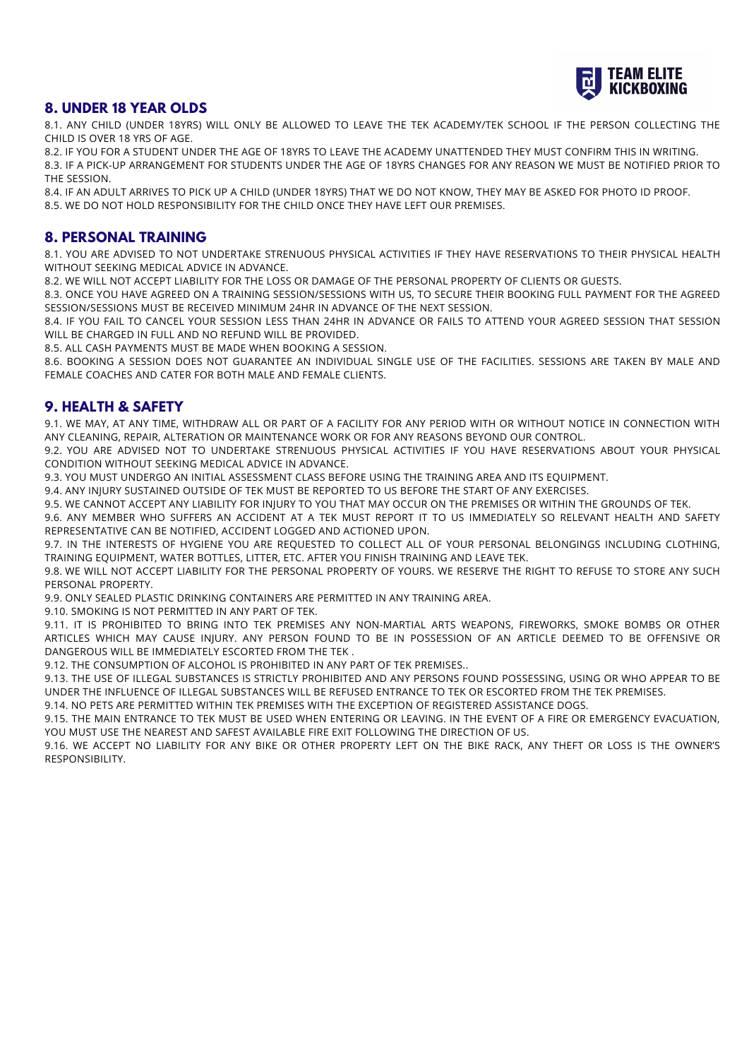## 8. UNDER 18 YEAR OLDS

8.1. ANY CHILD (UNDER 18YRS) WILL ONLY BE ALLOWED TO LEAVE THE TEK ACADEMY/TEK SCHOOL IF THE PERSON COLLECTING THE CHILD IS OVER 18 YRS OF AGE.

8.2. IF YOU FOR A STUDENT UNDER THE AGE OF 18YRS TO LEAVE THE ACADEMY UNATTENDED THEY MUST CONFIRM THIS IN WRITING.

8.3. IF A PICK-UP ARRANGEMENT FOR STUDENTS UNDER THE AGE OF 18YRS CHANGES FOR ANY REASON WE MUST BE NOTIFIED PRIOR TO THE SESSION.

8.4. IF AN ADULT ARRIVES TO PICK UP A CHILD (UNDER 18YRS) THAT WE DO NOT KNOW, THEY MAY BE ASKED FOR PHOTO ID PROOF.

8.5. WE DO NOT HOLD RESPONSIBILITY FOR THE CHILD ONCE THEY HAVE LEFT OUR PREMISES.

## 8. PERSONAL TRAINING

8.1. YOU ARE ADVISED TO NOT UNDERTAKE STRENUOUS PHYSICAL ACTIVITIES IF THEY HAVE RESERVATIONS TO THEIR PHYSICAL HEALTH WITHOUT SEEKING MEDICAL ADVICE IN ADVANCE.

8.2. WE WILL NOT ACCEPT LIABILITY FOR THE LOSS OR DAMAGE OF THE PERSONAL PROPERTY OF CLIENTS OR GUESTS.

8.3. ONCE YOU HAVE AGREED ON A TRAINING SESSION/SESSIONS WITH US, TO SECURE THEIR BOOKING FULL PAYMENT FOR THE AGREED SESSION/SESSIONS MUST BE RECEIVED MINIMUM 24HR IN ADVANCE OF THE NEXT SESSION.

8.4. IF YOU FAIL TO CANCEL YOUR SESSION LESS THAN 24HR IN ADVANCE OR FAILS TO ATTEND YOUR AGREED SESSION THAT SESSION WILL BE CHARGED IN FULL AND NO REFUND WILL BE PROVIDED.

8.5. ALL CASH PAYMENTS MUST BE MADE WHEN BOOKING A SESSION.

8.6. BOOKING A SESSION DOES NOT GUARANTEE AN INDIVIDUAL SINGLE USE OF THE FACILITIES. SESSIONS ARE TAKEN BY MALE AND FEMALE COACHES AND CATER FOR BOTH MALE AND FEMALE CLIENTS.

## 9. HEALTH & SAFETY

9.1. WE MAY, AT ANY TIME, WITHDRAW ALL OR PART OF A FACILITY FOR ANY PERIOD WITH OR WITHOUT NOTICE IN CONNECTION WITH ANY CLEANING, REPAIR, ALTERATION OR MAINTENANCE WORK OR FOR ANY REASONS BEYOND OUR CONTROL.

9.2. YOU ARE ADVISED NOT TO UNDERTAKE STRENUOUS PHYSICAL ACTIVITIES IF YOU HAVE RESERVATIONS ABOUT YOUR PHYSICAL CONDITION WITHOUT SEEKING MEDICAL ADVICE IN ADVANCE.

9.3. YOU MUST UNDERGO AN INITIAL ASSESSMENT CLASS BEFORE USING THE TRAINING AREA AND ITS EQUIPMENT.

9.4. ANY INJURY SUSTAINED OUTSIDE OF TEK MUST BE REPORTED TO US BEFORE THE START OF ANY EXERCISES.

9.5. WE CANNOT ACCEPT ANY LIABILITY FOR INJURY TO YOU THAT MAY OCCUR ON THE PREMISES OR WITHIN THE GROUNDS OF TEK.

9.6. ANY MEMBER WHO SUFFERS AN ACCIDENT AT A TEK MUST REPORT IT TO US IMMEDIATELY SO RELEVANT HEALTH AND SAFETY REPRESENTATIVE CAN BE NOTIFIED, ACCIDENT LOGGED AND ACTIONED UPON.

9.7. IN THE INTERESTS OF HYGIENE YOU ARE REQUESTED TO COLLECT ALL OF YOUR PERSONAL BELONGINGS INCLUDING CLOTHING, TRAINING EQUIPMENT, WATER BOTTLES, LITTER, ETC. AFTER YOU FINISH TRAINING AND LEAVE TEK.

9.8. WE WILL NOT ACCEPT LIABILITY FOR THE PERSONAL PROPERTY OF YOURS. WE RESERVE THE RIGHT TO REFUSE TO STORE ANY SUCH PERSONAL PROPERTY.

9.9. ONLY SEALED PLASTIC DRINKING CONTAINERS ARE PERMITTED IN ANY TRAINING AREA.

9.10. SMOKING IS NOT PERMITTED IN ANY PART OF TEK.

9.11. IT IS PROHIBITED TO BRING INTO TEK PREMISES ANY NON-MARTIAL ARTS WEAPONS, FIREWORKS, SMOKE BOMBS OR OTHER ARTICLES WHICH MAY CAUSE INJURY. ANY PERSON FOUND TO BE IN POSSESSION OF AN ARTICLE DEEMED TO BE OFFENSIVE OR DANGEROUS WILL BE IMMEDIATELY ESCORTED FROM THE TEK .

9.12. THE CONSUMPTION OF ALCOHOL IS PROHIBITED IN ANY PART OF TEK PREMISES..

9.13. THE USE OF ILLEGAL SUBSTANCES IS STRICTLY PROHIBITED AND ANY PERSONS FOUND POSSESSING, USING OR WHO APPEAR TO BE UNDER THE INFLUENCE OF ILLEGAL SUBSTANCES WILL BE REFUSED ENTRANCE TO TEK OR ESCORTED FROM THE TEK PREMISES.

9.14. NO PETS ARE PERMITTED WITHIN TEK PREMISES WITH THE EXCEPTION OF REGISTERED ASSISTANCE DOGS.

9.15. THE MAIN ENTRANCE TO TEK MUST BE USED WHEN ENTERING OR LEAVING. IN THE EVENT OF A FIRE OR EMERGENCY EVACUATION, YOU MUST USE THE NEAREST AND SAFEST AVAILABLE FIRE EXIT FOLLOWING THE DIRECTION OF US.

9.16. WE ACCEPT NO LIABILITY FOR ANY BIKE OR OTHER PROPERTY LEFT ON THE BIKE RACK, ANY THEFT OR LOSS IS THE OWNER'S RESPONSIBILITY.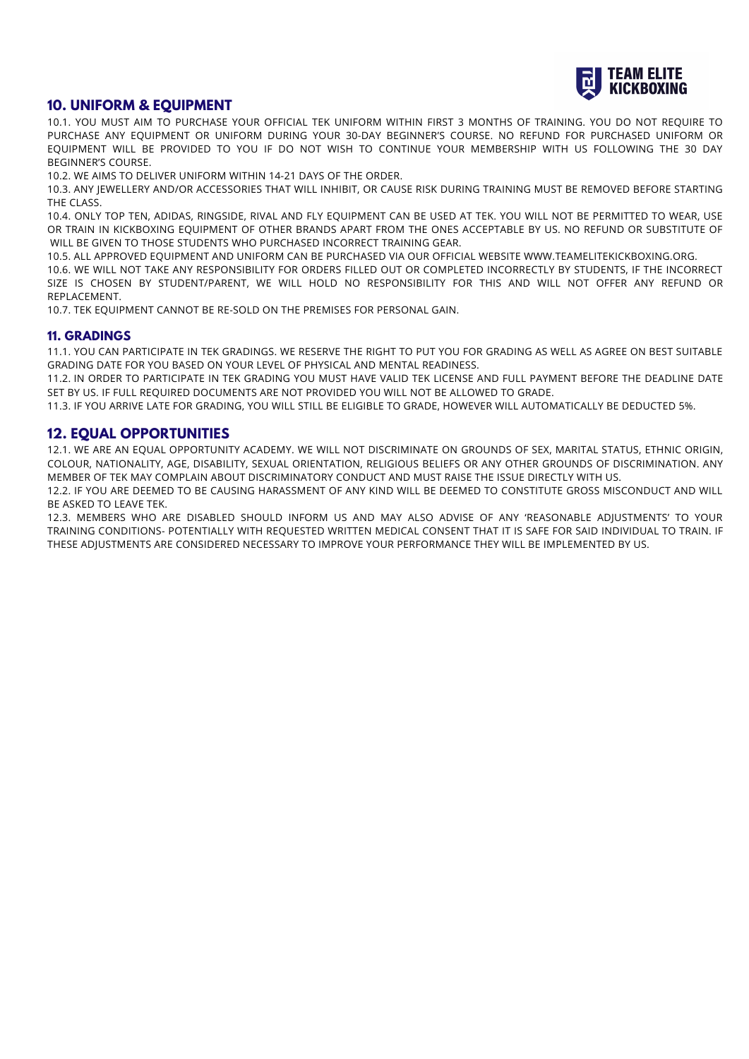## 10. UNIFORM & EQUIPMENT

10.1. YOU MUST AIM TO PURCHASE YOUR OFFICIAL TEK UNIFORM WITHIN FIRST 3 MONTHS OF TRAINING. YOU DO NOT REQUIRE TO PURCHASE ANY EQUIPMENT OR UNIFORM DURING YOUR 30-DAY BEGINNER'S COURSE. NO REFUND FOR PURCHASED UNIFORM OR EQUIPMENT WILL BE PROVIDED TO YOU IF DO NOT WISH TO CONTINUE YOUR MEMBERSHIP WITH US FOLLOWING THE 30 DAY BEGINNER'S COURSE.

10.2. WE AIMS TO DELIVER UNIFORM WITHIN 14-21 DAYS OF THE ORDER.

10.3. ANY JEWELLERY AND/OR ACCESSORIES THAT WILL INHIBIT, OR CAUSE RISK DURING TRAINING MUST BE REMOVED BEFORE STARTING THE CLASS.

10.4. ONLY TOP TEN, ADIDAS, RINGSIDE, RIVAL AND FLY EQUIPMENT CAN BE USED AT TEK. YOU WILL NOT BE PERMITTED TO WEAR, USE OR TRAIN IN KICKBOXING EQUIPMENT OF OTHER BRANDS APART FROM THE ONES ACCEPTABLE BY US. NO REFUND OR SUBSTITUTE OF WILL BE GIVEN TO THOSE STUDENTS WHO PURCHASED INCORRECT TRAINING GEAR.

10.5. ALL APPROVED EQUIPMENT AND UNIFORM CAN BE PURCHASED VIA OUR OFFICIAL WEBSITE WWW.TEAMELITEKICKBOXING.ORG.

10.6. WE WILL NOT TAKE ANY RESPONSIBILITY FOR ORDERS FILLED OUT OR COMPLETED INCORRECTLY BY STUDENTS, IF THE INCORRECT SIZE IS CHOSEN BY STUDENT/PARENT, WE WILL HOLD NO RESPONSIBILITY FOR THIS AND WILL NOT OFFER ANY REFUND OR REPLACEMENT.

10.7. TEK EQUIPMENT CANNOT BE RE-SOLD ON THE PREMISES FOR PERSONAL GAIN.

## 11. GRADINGS

11.1. YOU CAN PARTICIPATE IN TEK GRADINGS. WE RESERVE THE RIGHT TO PUT YOU FOR GRADING AS WELL AS AGREE ON BEST SUITABLE GRADING DATE FOR YOU BASED ON YOUR LEVEL OF PHYSICAL AND MENTAL READINESS.

11.2. IN ORDER TO PARTICIPATE IN TEK GRADING YOU MUST HAVE VALID TEK LICENSE AND FULL PAYMENT BEFORE THE DEADLINE DATE SET BY US. IF FULL REQUIRED DOCUMENTS ARE NOT PROVIDED YOU WILL NOT BE ALLOWED TO GRADE.

11.3. IF YOU ARRIVE LATE FOR GRADING, YOU WILL STILL BE ELIGIBLE TO GRADE, HOWEVER WILL AUTOMATICALLY BE DEDUCTED 5%.

## 12. EQUAL OPPORTUNITIES

12.1. WE ARE AN EQUAL OPPORTUNITY ACADEMY. WE WILL NOT DISCRIMINATE ON GROUNDS OF SEX, MARITAL STATUS, ETHNIC ORIGIN, COLOUR, NATIONALITY, AGE, DISABILITY, SEXUAL ORIENTATION, RELIGIOUS BELIEFS OR ANY OTHER GROUNDS OF DISCRIMINATION. ANY MEMBER OF TEK MAY COMPLAIN ABOUT DISCRIMINATORY CONDUCT AND MUST RAISE THE ISSUE DIRECTLY WITH US.

12.2. IF YOU ARE DEEMED TO BE CAUSING HARASSMENT OF ANY KIND WILL BE DEEMED TO CONSTITUTE GROSS MISCONDUCT AND WILL BE ASKED TO LEAVE TEK.

12.3. MEMBERS WHO ARE DISABLED SHOULD INFORM US AND MAY ALSO ADVISE OF ANY 'REASONABLE ADJUSTMENTS' TO YOUR TRAINING CONDITIONS- POTENTIALLY WITH REQUESTED WRITTEN MEDICAL CONSENT THAT IT IS SAFE FOR SAID INDIVIDUAL TO TRAIN. IF THESE ADJUSTMENTS ARE CONSIDERED NECESSARY TO IMPROVE YOUR PERFORMANCE THEY WILL BE IMPLEMENTED BY US.